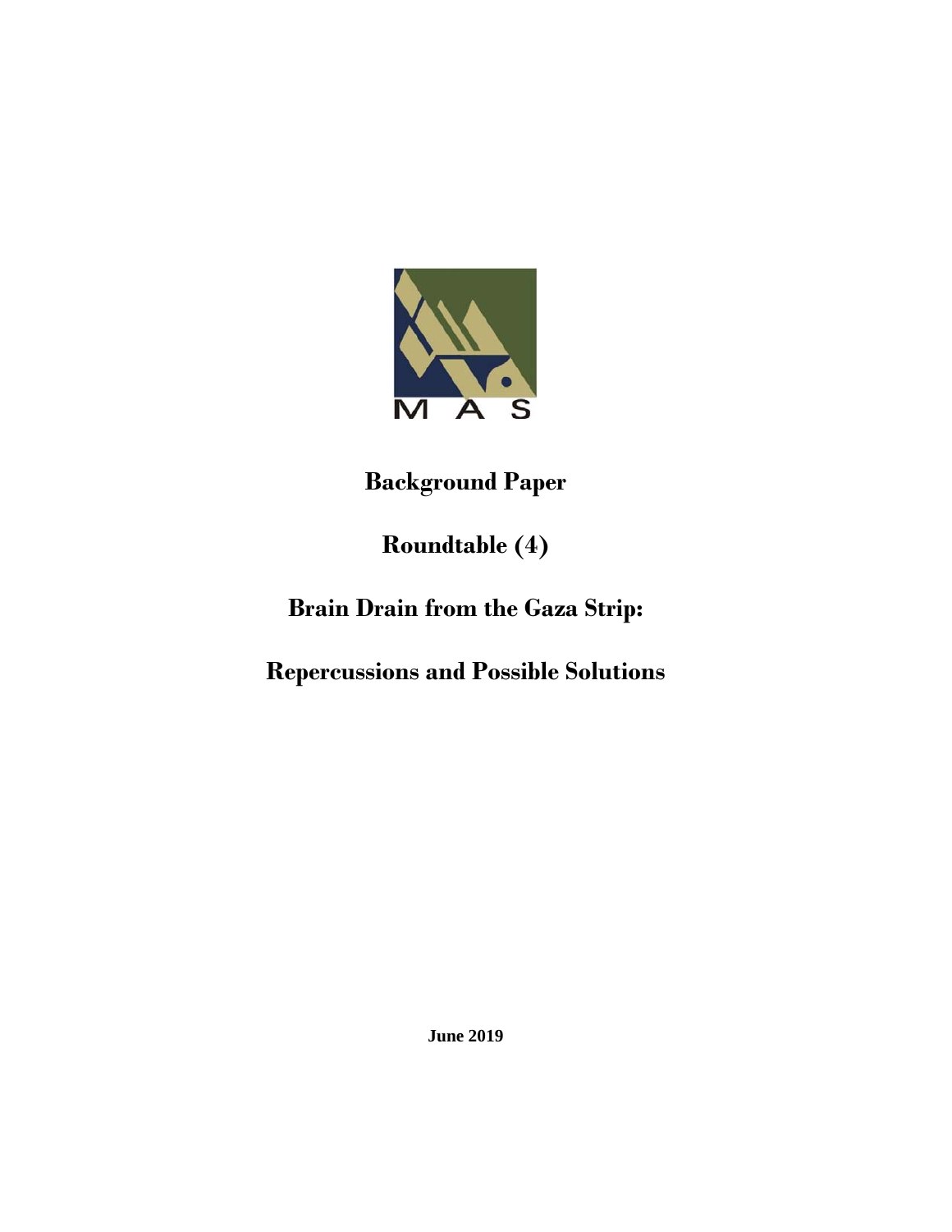MAS

# Background Paper

## Roundtable (4)

# Brain Drain from the Gaza Strip:

# Repercussions and Possible Solutions

**June 2019**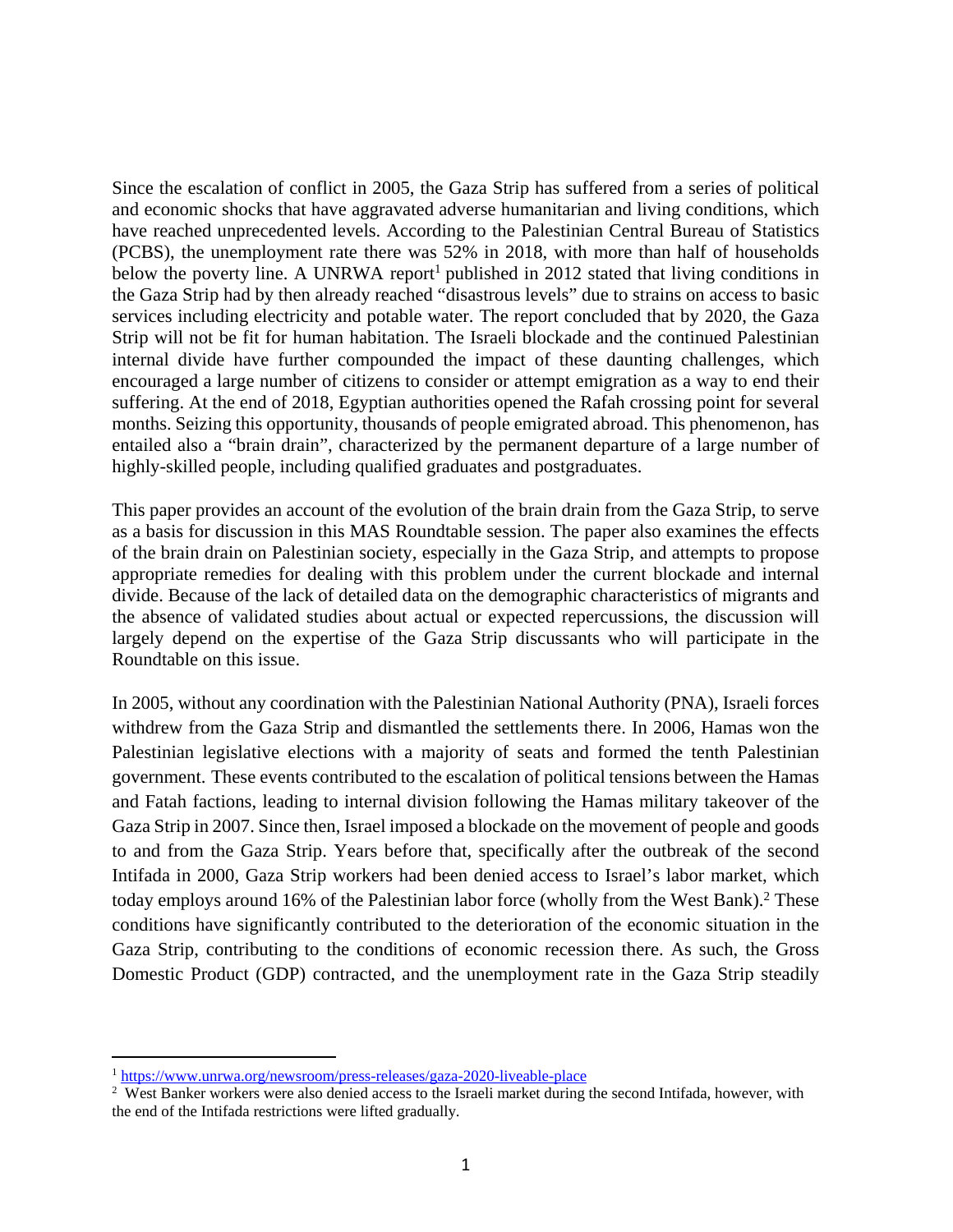Since the escalation of conflict in 2005, the Gaza Strip has suffered from a series of political and economic shocks that have aggravated adverse humanitarian and living conditions, which have reached unprecedented levels. According to the Palestinian Central Bureau of Statistics (PCBS), the unemployment rate there was 52% in 2018, with more than half of households below the poverty line. A UNRWA report[1] published in 2012 stated that living conditions in the Gaza Strip had by then already reached "disastrous levels" due to strains on access to basic services including electricity and potable water. The report concluded that by 2020, the Gaza Strip will not be fit for human habitation. The Israeli blockade and the continued Palestinian internal divide have further compounded the impact of these daunting challenges, which encouraged a large number of citizens to consider or attempt emigration as a way to end their suffering. At the end of 2018, Egyptian authorities opened the Rafah crossing point for several months. Seizing this opportunity, thousands of people emigrated abroad. This phenomenon, has entailed also a "brain drain", characterized by the permanent departure of a large number of highly-skilled people, including qualified graduates and postgraduates.

This paper provides an account of the evolution of the brain drain from the Gaza Strip, to serve as a basis for discussion in this MAS Roundtable session. The paper also examines the effects of the brain drain on Palestinian society, especially in the Gaza Strip, and attempts to propose appropriate remedies for dealing with this problem under the current blockade and internal divide. Because of the lack of detailed data on the demographic characteristics of migrants and the absence of validated studies about actual or expected repercussions, the discussion will largely depend on the expertise of the Gaza Strip discussants who will participate in the Roundtable on this issue.

In 2005, without any coordination with the Palestinian National Authority (PNA), Israeli forces withdrew from the Gaza Strip and dismantled the settlements there. In 2006, Hamas won the Palestinian legislative elections with a majority of seats and formed the tenth Palestinian government. These events contributed to the escalation of political tensions between the Hamas and Fatah factions, leading to internal division following the Hamas military takeover of the Gaza Strip in 2007. Since then, Israel imposed a blockade on the movement of people and goods to and from the Gaza Strip. Years before that, specifically after the outbreak of the second Intifada in 2000, Gaza Strip workers had been denied access to Israel's labor market, which today employs around 16% of the Palestinian labor force (wholly from the West Bank).[2] These conditions have significantly contributed to the deterioration of the economic situation in the Gaza Strip, contributing to the conditions of economic recession there. As such, the Gross Domestic Product (GDP) contracted, and the unemployment rate in the Gaza Strip steadily

---

[1] https://www.unrwa.org/newsroom/press-releases/gaza-2020-liveable-place

[2] West Banker workers were also denied access to the Israeli market during the second Intifada, however, with the end of the Intifada restrictions were lifted gradually.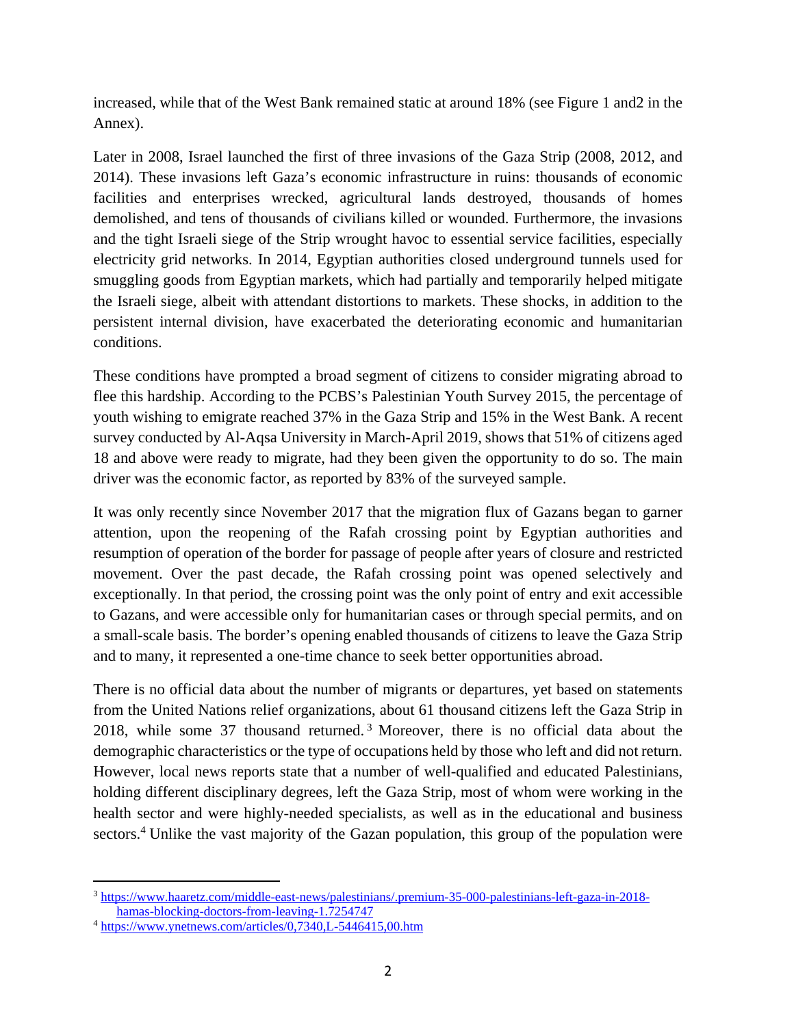increased, while that of the West Bank remained static at around 18% (see Figure 1 and2 in the Annex).

Later in 2008, Israel launched the first of three invasions of the Gaza Strip (2008, 2012, and 2014). These invasions left Gaza's economic infrastructure in ruins: thousands of economic facilities and enterprises wrecked, agricultural lands destroyed, thousands of homes demolished, and tens of thousands of civilians killed or wounded. Furthermore, the invasions and the tight Israeli siege of the Strip wrought havoc to essential service facilities, especially electricity grid networks. In 2014, Egyptian authorities closed underground tunnels used for smuggling goods from Egyptian markets, which had partially and temporarily helped mitigate the Israeli siege, albeit with attendant distortions to markets. These shocks, in addition to the persistent internal division, have exacerbated the deteriorating economic and humanitarian conditions.

These conditions have prompted a broad segment of citizens to consider migrating abroad to flee this hardship. According to the PCBS's Palestinian Youth Survey 2015, the percentage of youth wishing to emigrate reached 37% in the Gaza Strip and 15% in the West Bank. A recent survey conducted by Al-Aqsa University in March-April 2019, shows that 51% of citizens aged 18 and above were ready to migrate, had they been given the opportunity to do so. The main driver was the economic factor, as reported by 83% of the surveyed sample.

It was only recently since November 2017 that the migration flux of Gazans began to garner attention, upon the reopening of the Rafah crossing point by Egyptian authorities and resumption of operation of the border for passage of people after years of closure and restricted movement. Over the past decade, the Rafah crossing point was opened selectively and exceptionally. In that period, the crossing point was the only point of entry and exit accessible to Gazans, and were accessible only for humanitarian cases or through special permits, and on a small-scale basis. The border's opening enabled thousands of citizens to leave the Gaza Strip and to many, it represented a one-time chance to seek better opportunities abroad.

There is no official data about the number of migrants or departures, yet based on statements from the United Nations relief organizations, about 61 thousand citizens left the Gaza Strip in 2018, while some 37 thousand returned.[3] Moreover, there is no official data about the demographic characteristics or the type of occupations held by those who left and did not return. However, local news reports state that a number of well-qualified and educated Palestinians, holding different disciplinary degrees, left the Gaza Strip, most of whom were working in the health sector and were highly-needed specialists, as well as in the educational and business sectors.[4] Unlike the vast majority of the Gazan population, this group of the population were

---

[3] https://www.haaretz.com/middle-east-news/palestinians/.premium-35-000-palestinians-left-gaza-in-2018-hamas-blocking-doctors-from-leaving-1.7254747

[4] https://www.ynetnews.com/articles/0,7340,L-5446415,00.htm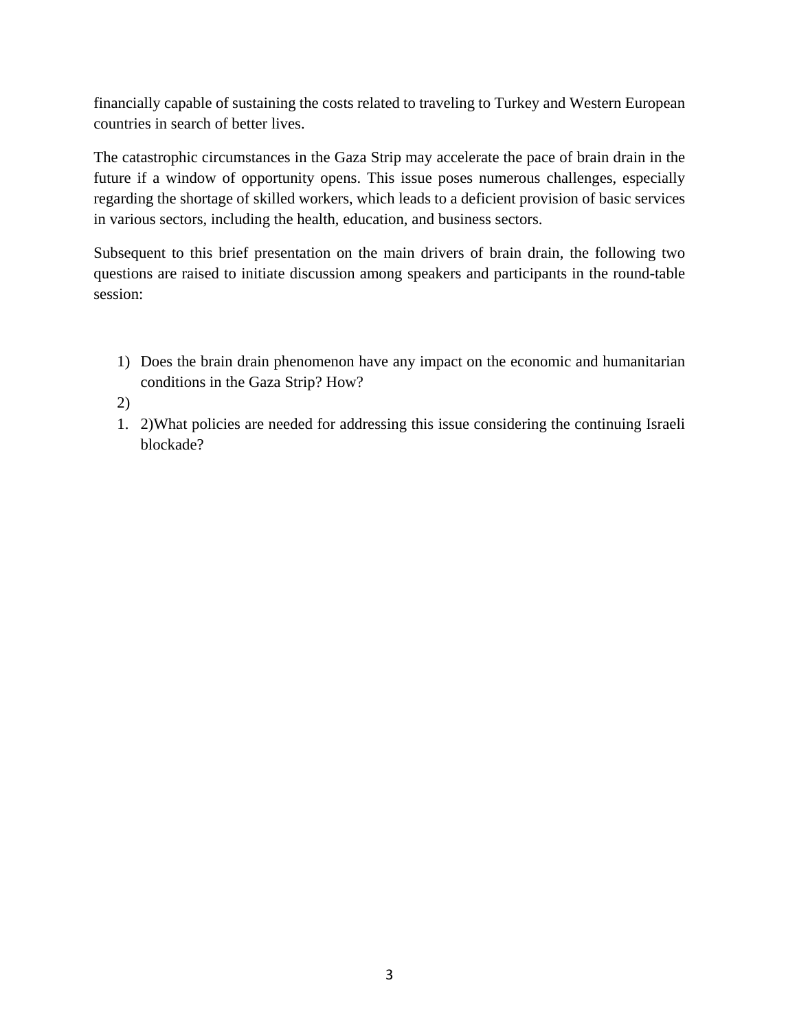financially capable of sustaining the costs related to traveling to Turkey and Western European countries in search of better lives.

The catastrophic circumstances in the Gaza Strip may accelerate the pace of brain drain in the future if a window of opportunity opens. This issue poses numerous challenges, especially regarding the shortage of skilled workers, which leads to a deficient provision of basic services in various sectors, including the health, education, and business sectors.

Subsequent to this brief presentation on the main drivers of brain drain, the following two questions are raised to initiate discussion among speakers and participants in the round-table session:

1) Does the brain drain phenomenon have any impact on the economic and humanitarian conditions in the Gaza Strip? How?
2) 
1. 2)What policies are needed for addressing this issue considering the continuing Israeli blockade?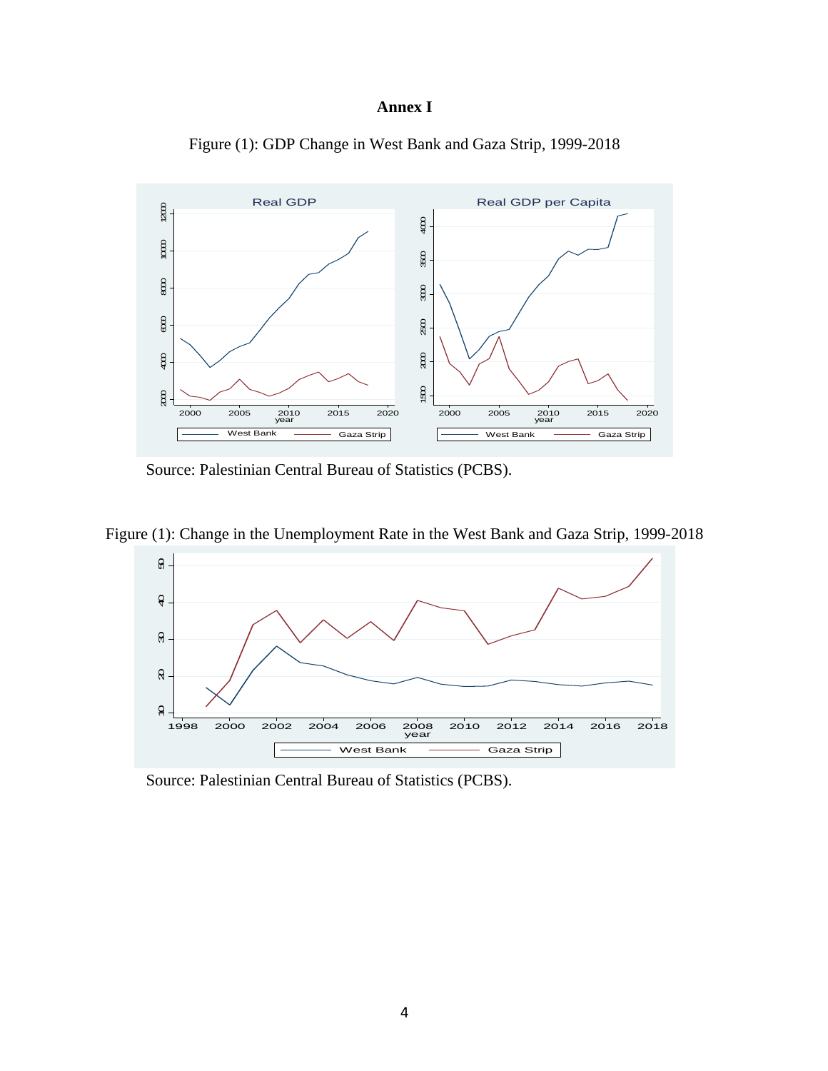**Annex I**

Figure (1): GDP Change in West Bank and Gaza Strip, 1999-2018

Real GDP

2000
4000
6000
8000
10000
12000

2000 2005 2010 2015 2020
year

West Bank Gaza Strip

Real GDP per Capita

1500
2000
2500
3000
3500
4000

2000 2005 2010 2015 2020
year

West Bank Gaza Strip

Source: Palestinian Central Bureau of Statistics (PCBS).

Figure (1): Change in the Unemployment Rate in the West Bank and Gaza Strip, 1999-2018

10
20
30
40
50

1998 2000 2002 2004 2006 2008 2010 2012 2014 2016 2018
year

West Bank Gaza Strip

Source: Palestinian Central Bureau of Statistics (PCBS).